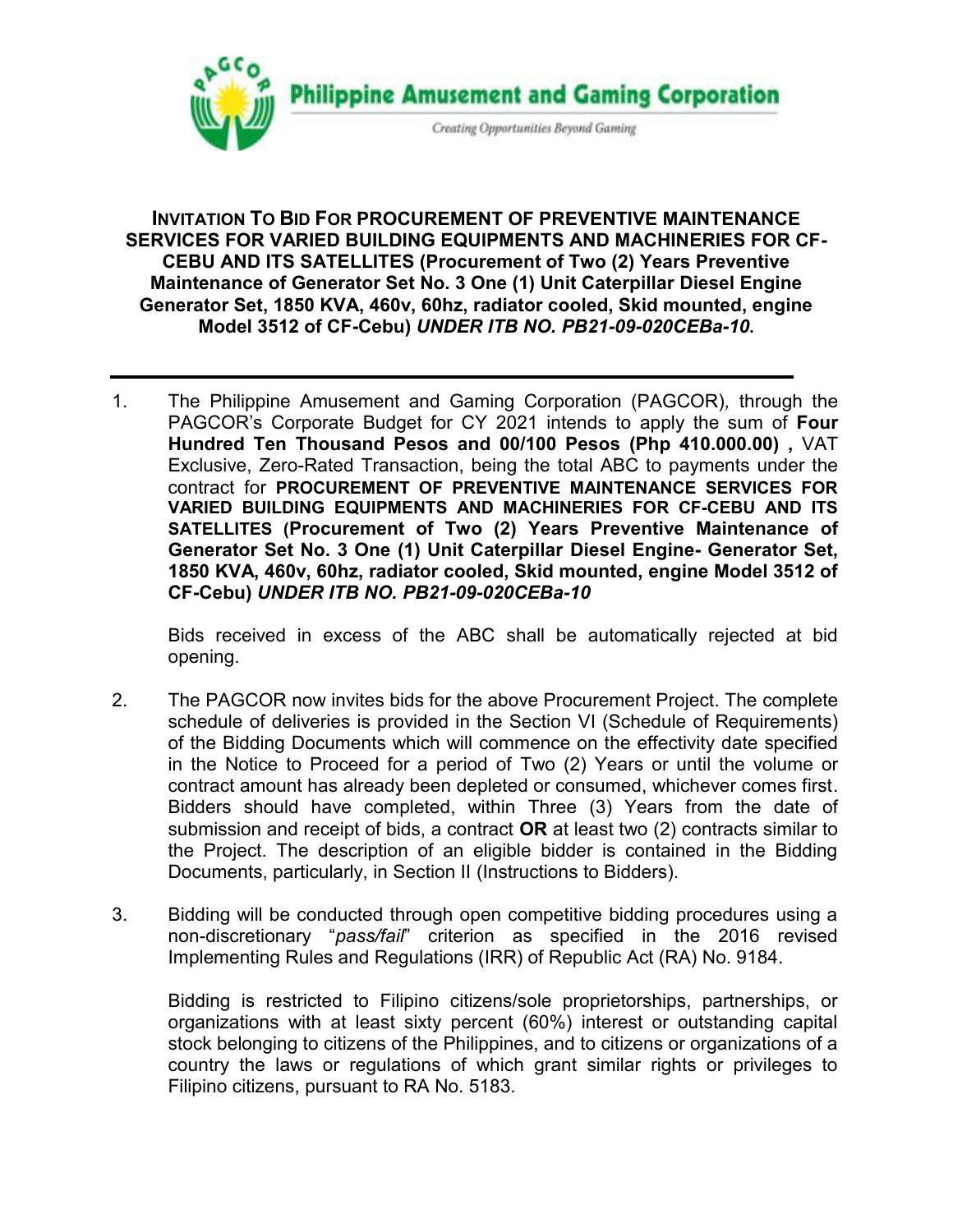**Philippine Amusement and Gaming Corporation**

*Creating Opportunities Beyond Gaming*

# INVITATION TO BID FOR PROCUREMENT OF PREVENTIVE MAINTENANCE SERVICES FOR VARIED BUILDING EQUIPMENTS AND MACHINERIES FOR CF-CEBU AND ITS SATELLITES (Procurement of Two (2) Years Preventive Maintenance of Generator Set No. 3 One (1) Unit Caterpillar Diesel Engine Generator Set, 1850 KVA, 460v, 60hz, radiator cooled, Skid mounted, engine Model 3512 of CF-Cebu) *UNDER ITB NO. PB21-09-020CEBa-10*.

---

1. The Philippine Amusement and Gaming Corporation (PAGCOR), through the PAGCOR's Corporate Budget for CY 2021 intends to apply the sum of **Four Hundred Ten Thousand Pesos and 00/100 Pesos (Php 410.000.00) ,** VAT Exclusive, Zero-Rated Transaction, being the total ABC to payments under the contract for **PROCUREMENT OF PREVENTIVE MAINTENANCE SERVICES FOR VARIED BUILDING EQUIPMENTS AND MACHINERIES FOR CF-CEBU AND ITS SATELLITES (Procurement of Two (2) Years Preventive Maintenance of Generator Set No. 3 One (1) Unit Caterpillar Diesel Engine- Generator Set, 1850 KVA, 460v, 60hz, radiator cooled, Skid mounted, engine Model 3512 of CF-Cebu)** ***UNDER ITB NO. PB21-09-020CEBa-10***

   Bids received in excess of the ABC shall be automatically rejected at bid opening.

2. The PAGCOR now invites bids for the above Procurement Project. The complete schedule of deliveries is provided in the Section VI (Schedule of Requirements) of the Bidding Documents which will commence on the effectivity date specified in the Notice to Proceed for a period of Two (2) Years or until the volume or contract amount has already been depleted or consumed, whichever comes first. Bidders should have completed, within Three (3) Years from the date of submission and receipt of bids, a contract **OR** at least two (2) contracts similar to the Project. The description of an eligible bidder is contained in the Bidding Documents, particularly, in Section II (Instructions to Bidders).

3. Bidding will be conducted through open competitive bidding procedures using a non-discretionary "*pass/fail*" criterion as specified in the 2016 revised Implementing Rules and Regulations (IRR) of Republic Act (RA) No. 9184.

   Bidding is restricted to Filipino citizens/sole proprietorships, partnerships, or organizations with at least sixty percent (60%) interest or outstanding capital stock belonging to citizens of the Philippines, and to citizens or organizations of a country the laws or regulations of which grant similar rights or privileges to Filipino citizens, pursuant to RA No. 5183.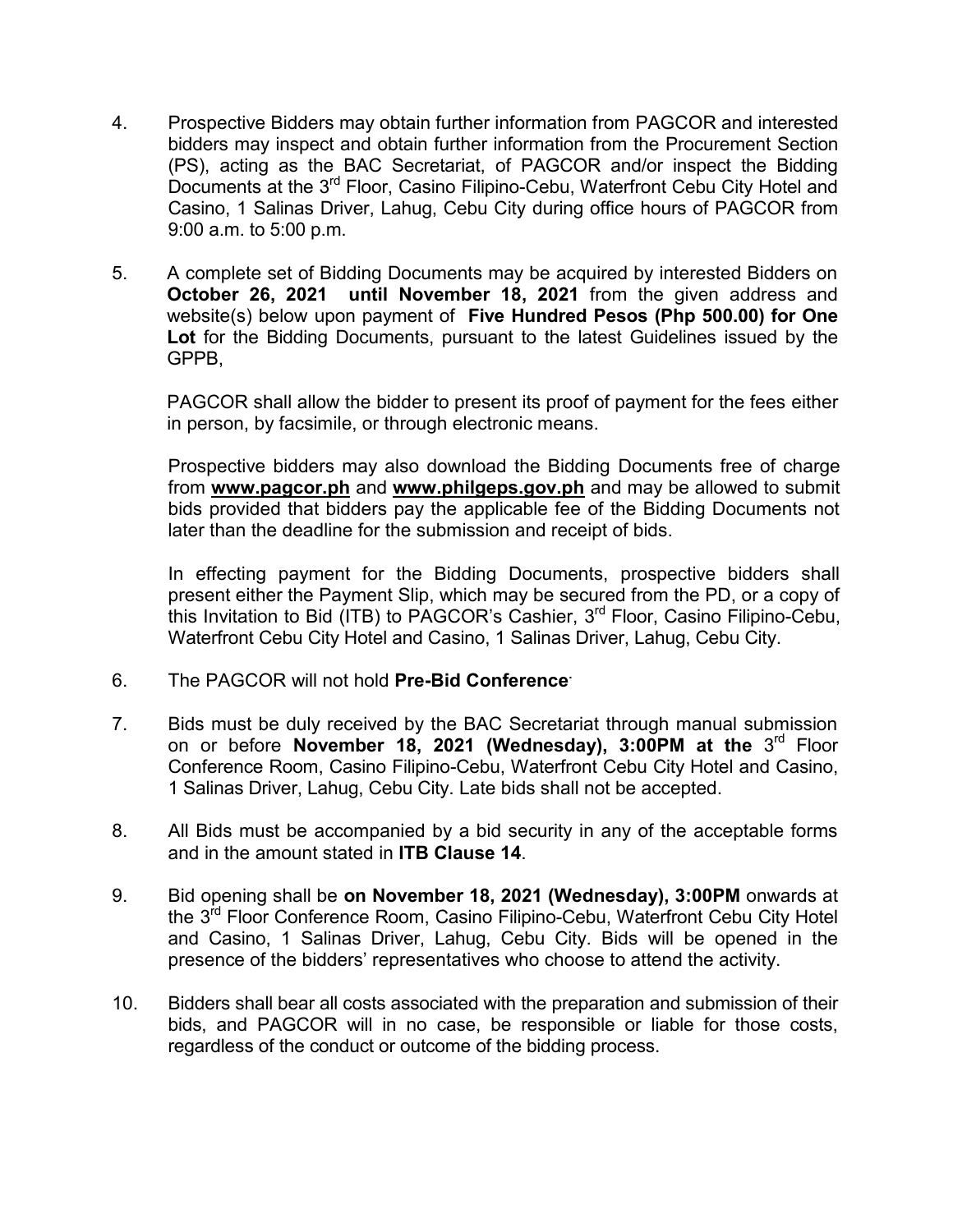4. Prospective Bidders may obtain further information from PAGCOR and interested bidders may inspect and obtain further information from the Procurement Section (PS), acting as the BAC Secretariat, of PAGCOR and/or inspect the Bidding Documents at the 3rd Floor, Casino Filipino-Cebu, Waterfront Cebu City Hotel and Casino, 1 Salinas Driver, Lahug, Cebu City during office hours of PAGCOR from 9:00 a.m. to 5:00 p.m.

5. A complete set of Bidding Documents may be acquired by interested Bidders on **October 26, 2021 until November 18, 2021** from the given address and website(s) below upon payment of **Five Hundred Pesos (Php 500.00) for One Lot** for the Bidding Documents, pursuant to the latest Guidelines issued by the GPPB,

   PAGCOR shall allow the bidder to present its proof of payment for the fees either in person, by facsimile, or through electronic means.

   Prospective bidders may also download the Bidding Documents free of charge from **www.pagcor.ph** and **www.philgeps.gov.ph** and may be allowed to submit bids provided that bidders pay the applicable fee of the Bidding Documents not later than the deadline for the submission and receipt of bids.

   In effecting payment for the Bidding Documents, prospective bidders shall present either the Payment Slip, which may be secured from the PD, or a copy of this Invitation to Bid (ITB) to PAGCOR's Cashier, 3rd Floor, Casino Filipino-Cebu, Waterfront Cebu City Hotel and Casino, 1 Salinas Driver, Lahug, Cebu City.

6. The PAGCOR will not hold **Pre-Bid Conference**.

7. Bids must be duly received by the BAC Secretariat through manual submission on or before **November 18, 2021 (Wednesday), 3:00PM at the** 3rd Floor Conference Room, Casino Filipino-Cebu, Waterfront Cebu City Hotel and Casino, 1 Salinas Driver, Lahug, Cebu City. Late bids shall not be accepted.

8. All Bids must be accompanied by a bid security in any of the acceptable forms and in the amount stated in **ITB Clause 14**.

9. Bid opening shall be **on November 18, 2021 (Wednesday), 3:00PM** onwards at the 3rd Floor Conference Room, Casino Filipino-Cebu, Waterfront Cebu City Hotel and Casino, 1 Salinas Driver, Lahug, Cebu City. Bids will be opened in the presence of the bidders' representatives who choose to attend the activity.

10. Bidders shall bear all costs associated with the preparation and submission of their bids, and PAGCOR will in no case, be responsible or liable for those costs, regardless of the conduct or outcome of the bidding process.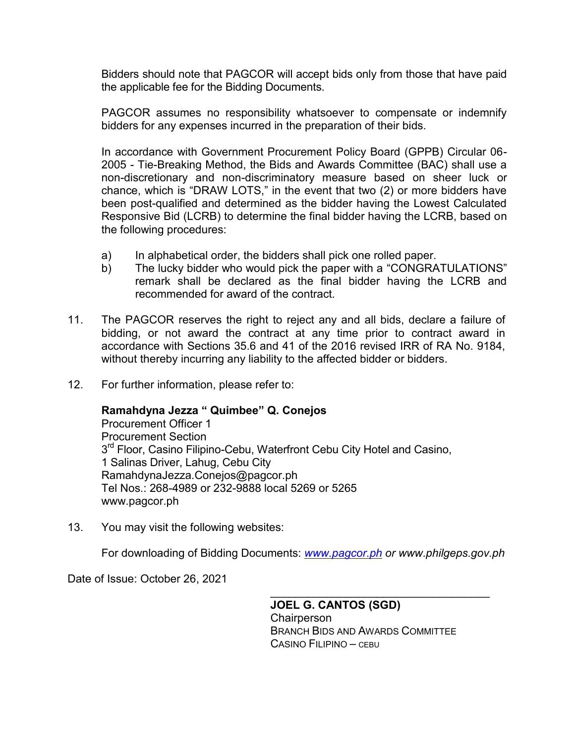Bidders should note that PAGCOR will accept bids only from those that have paid the applicable fee for the Bidding Documents.

PAGCOR assumes no responsibility whatsoever to compensate or indemnify bidders for any expenses incurred in the preparation of their bids.

In accordance with Government Procurement Policy Board (GPPB) Circular 06-2005 - Tie-Breaking Method, the Bids and Awards Committee (BAC) shall use a non-discretionary and non-discriminatory measure based on sheer luck or chance, which is "DRAW LOTS," in the event that two (2) or more bidders have been post-qualified and determined as the bidder having the Lowest Calculated Responsive Bid (LCRB) to determine the final bidder having the LCRB, based on the following procedures:

a) In alphabetical order, the bidders shall pick one rolled paper.
b) The lucky bidder who would pick the paper with a "CONGRATULATIONS" remark shall be declared as the final bidder having the LCRB and recommended for award of the contract.

11. The PAGCOR reserves the right to reject any and all bids, declare a failure of bidding, or not award the contract at any time prior to contract award in accordance with Sections 35.6 and 41 of the 2016 revised IRR of RA No. 9184, without thereby incurring any liability to the affected bidder or bidders.

12. For further information, please refer to:

    **Ramahdyna Jezza " Quimbee" Q. Conejos**
    Procurement Officer 1
    Procurement Section
    3rd Floor, Casino Filipino-Cebu, Waterfront Cebu City Hotel and Casino,
    1 Salinas Driver, Lahug, Cebu City
    RamahdynaJezza.Conejos@pagcor.ph
    Tel Nos.: 268-4989 or 232-9888 local 5269 or 5265
    www.pagcor.ph

13. You may visit the following websites:

    For downloading of Bidding Documents: *www.pagcor.ph or www.philgeps.gov.ph*

Date of Issue: October 26, 2021

**JOEL G. CANTOS (SGD)**
Chairperson
BRANCH BIDS AND AWARDS COMMITTEE
CASINO FILIPINO – CEBU